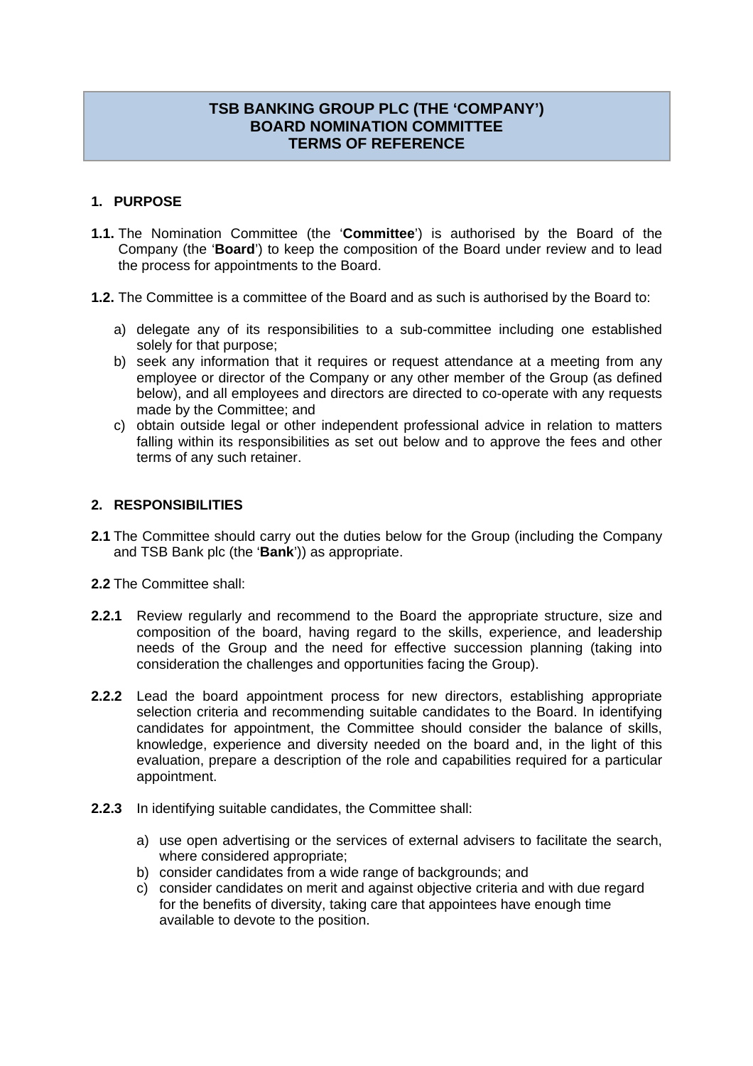# TSB BANKING GROUP PLC (THE 'COMPANY')
# BOARD NOMINATION COMMITTEE
# TERMS OF REFERENCE

## 1. PURPOSE

**1.1.** The Nomination Committee (the '**Committee**') is authorised by the Board of the Company (the '**Board**') to keep the composition of the Board under review and to lead the process for appointments to the Board.

**1.2.** The Committee is a committee of the Board and as such is authorised by the Board to:

a) delegate any of its responsibilities to a sub-committee including one established solely for that purpose;
b) seek any information that it requires or request attendance at a meeting from any employee or director of the Company or any other member of the Group (as defined below), and all employees and directors are directed to co-operate with any requests made by the Committee; and
c) obtain outside legal or other independent professional advice in relation to matters falling within its responsibilities as set out below and to approve the fees and other terms of any such retainer.

## 2. RESPONSIBILITIES

**2.1** The Committee should carry out the duties below for the Group (including the Company and TSB Bank plc (the '**Bank**')) as appropriate.

**2.2** The Committee shall:

**2.2.1** Review regularly and recommend to the Board the appropriate structure, size and composition of the board, having regard to the skills, experience, and leadership needs of the Group and the need for effective succession planning (taking into consideration the challenges and opportunities facing the Group).

**2.2.2** Lead the board appointment process for new directors, establishing appropriate selection criteria and recommending suitable candidates to the Board. In identifying candidates for appointment, the Committee should consider the balance of skills, knowledge, experience and diversity needed on the board and, in the light of this evaluation, prepare a description of the role and capabilities required for a particular appointment.

**2.2.3** In identifying suitable candidates, the Committee shall:

a) use open advertising or the services of external advisers to facilitate the search, where considered appropriate;
b) consider candidates from a wide range of backgrounds; and
c) consider candidates on merit and against objective criteria and with due regard for the benefits of diversity, taking care that appointees have enough time available to devote to the position.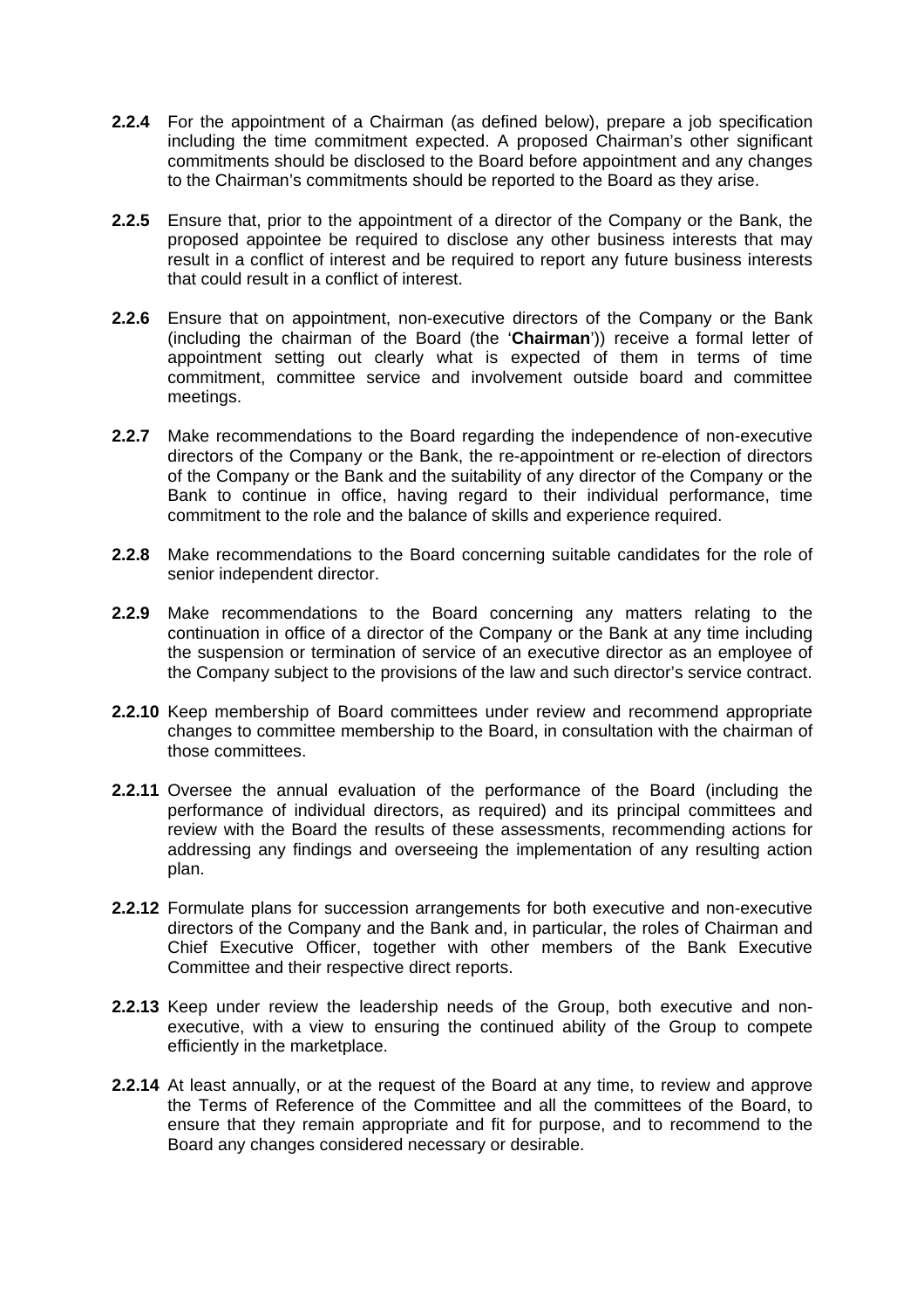**2.2.4** For the appointment of a Chairman (as defined below), prepare a job specification including the time commitment expected. A proposed Chairman's other significant commitments should be disclosed to the Board before appointment and any changes to the Chairman's commitments should be reported to the Board as they arise.

**2.2.5** Ensure that, prior to the appointment of a director of the Company or the Bank, the proposed appointee be required to disclose any other business interests that may result in a conflict of interest and be required to report any future business interests that could result in a conflict of interest.

**2.2.6** Ensure that on appointment, non-executive directors of the Company or the Bank (including the chairman of the Board (the '**Chairman**')) receive a formal letter of appointment setting out clearly what is expected of them in terms of time commitment, committee service and involvement outside board and committee meetings.

**2.2.7** Make recommendations to the Board regarding the independence of non-executive directors of the Company or the Bank, the re-appointment or re-election of directors of the Company or the Bank and the suitability of any director of the Company or the Bank to continue in office, having regard to their individual performance, time commitment to the role and the balance of skills and experience required.

**2.2.8** Make recommendations to the Board concerning suitable candidates for the role of senior independent director.

**2.2.9** Make recommendations to the Board concerning any matters relating to the continuation in office of a director of the Company or the Bank at any time including the suspension or termination of service of an executive director as an employee of the Company subject to the provisions of the law and such director's service contract.

**2.2.10** Keep membership of Board committees under review and recommend appropriate changes to committee membership to the Board, in consultation with the chairman of those committees.

**2.2.11** Oversee the annual evaluation of the performance of the Board (including the performance of individual directors, as required) and its principal committees and review with the Board the results of these assessments, recommending actions for addressing any findings and overseeing the implementation of any resulting action plan.

**2.2.12** Formulate plans for succession arrangements for both executive and non-executive directors of the Company and the Bank and, in particular, the roles of Chairman and Chief Executive Officer, together with other members of the Bank Executive Committee and their respective direct reports.

**2.2.13** Keep under review the leadership needs of the Group, both executive and non-executive, with a view to ensuring the continued ability of the Group to compete efficiently in the marketplace.

**2.2.14** At least annually, or at the request of the Board at any time, to review and approve the Terms of Reference of the Committee and all the committees of the Board, to ensure that they remain appropriate and fit for purpose, and to recommend to the Board any changes considered necessary or desirable.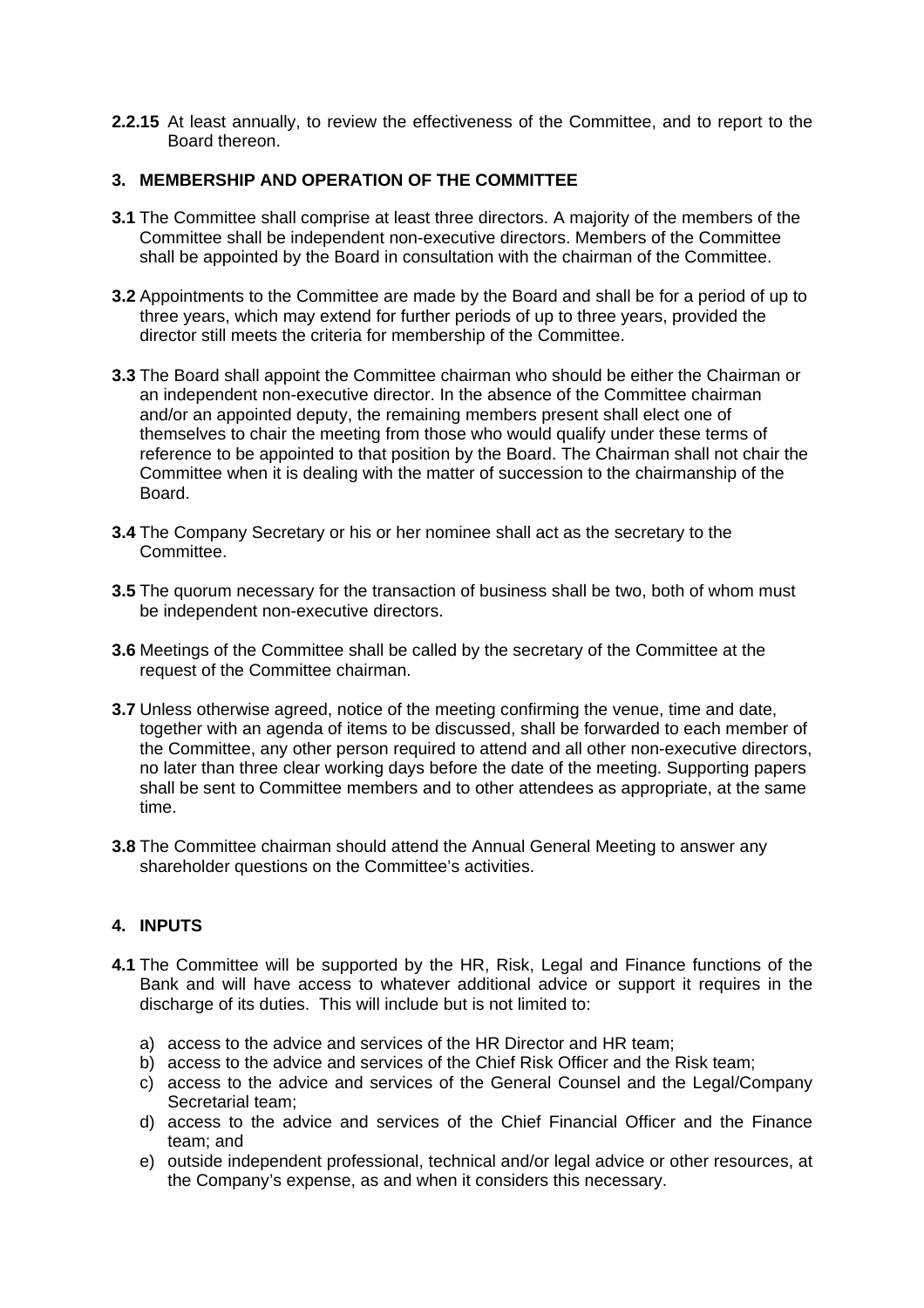**2.2.15** At least annually, to review the effectiveness of the Committee, and to report to the Board thereon.

## 3. MEMBERSHIP AND OPERATION OF THE COMMITTEE

**3.1** The Committee shall comprise at least three directors. A majority of the members of the Committee shall be independent non-executive directors. Members of the Committee shall be appointed by the Board in consultation with the chairman of the Committee.

**3.2** Appointments to the Committee are made by the Board and shall be for a period of up to three years, which may extend for further periods of up to three years, provided the director still meets the criteria for membership of the Committee.

**3.3** The Board shall appoint the Committee chairman who should be either the Chairman or an independent non-executive director. In the absence of the Committee chairman and/or an appointed deputy, the remaining members present shall elect one of themselves to chair the meeting from those who would qualify under these terms of reference to be appointed to that position by the Board. The Chairman shall not chair the Committee when it is dealing with the matter of succession to the chairmanship of the Board.

**3.4** The Company Secretary or his or her nominee shall act as the secretary to the Committee.

**3.5** The quorum necessary for the transaction of business shall be two, both of whom must be independent non-executive directors.

**3.6** Meetings of the Committee shall be called by the secretary of the Committee at the request of the Committee chairman.

**3.7** Unless otherwise agreed, notice of the meeting confirming the venue, time and date, together with an agenda of items to be discussed, shall be forwarded to each member of the Committee, any other person required to attend and all other non-executive directors, no later than three clear working days before the date of the meeting. Supporting papers shall be sent to Committee members and to other attendees as appropriate, at the same time.

**3.8** The Committee chairman should attend the Annual General Meeting to answer any shareholder questions on the Committee's activities.

## 4. INPUTS

**4.1** The Committee will be supported by the HR, Risk, Legal and Finance functions of the Bank and will have access to whatever additional advice or support it requires in the discharge of its duties. This will include but is not limited to:

a) access to the advice and services of the HR Director and HR team;
b) access to the advice and services of the Chief Risk Officer and the Risk team;
c) access to the advice and services of the General Counsel and the Legal/Company Secretarial team;
d) access to the advice and services of the Chief Financial Officer and the Finance team; and
e) outside independent professional, technical and/or legal advice or other resources, at the Company's expense, as and when it considers this necessary.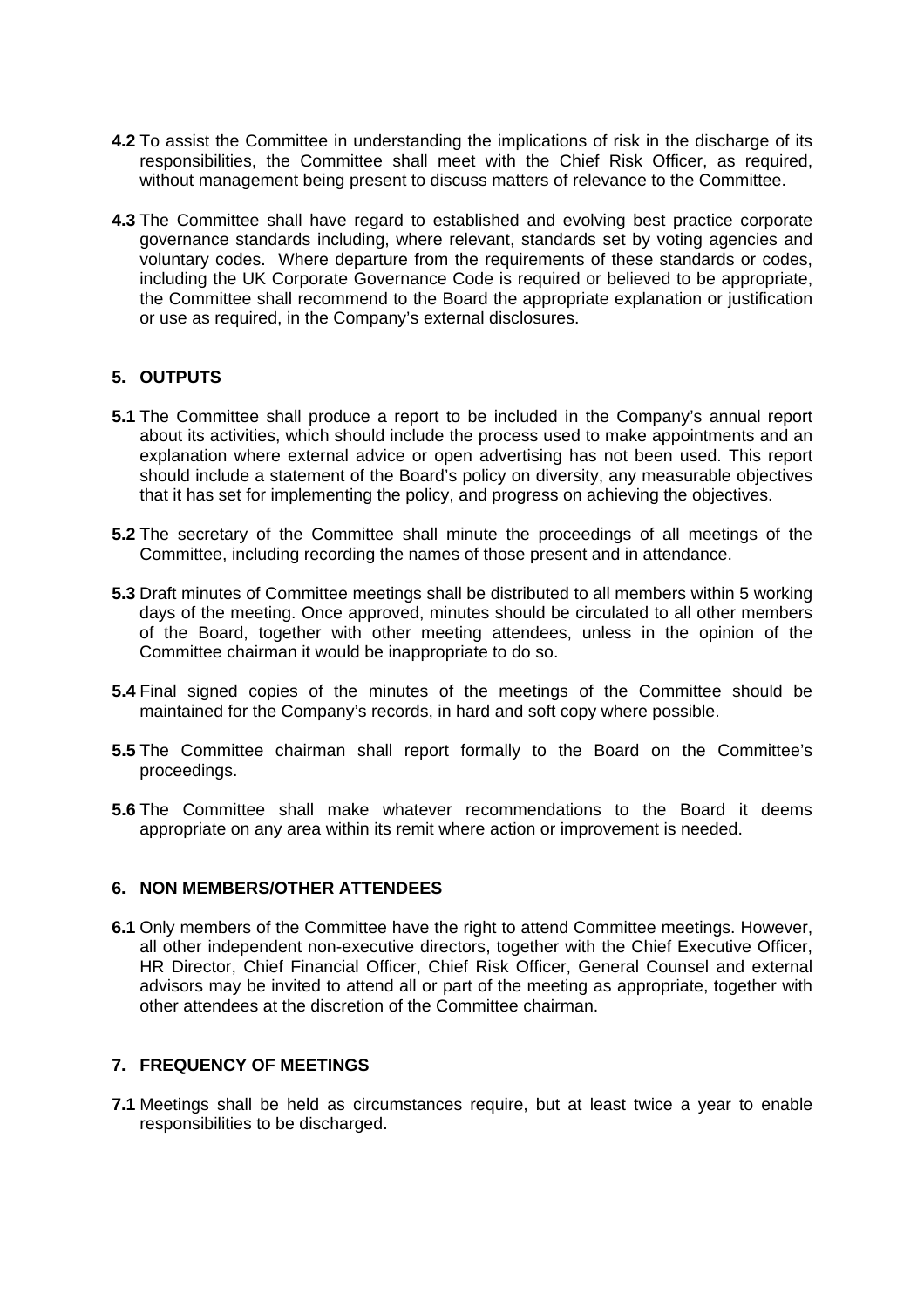**4.2** To assist the Committee in understanding the implications of risk in the discharge of its responsibilities, the Committee shall meet with the Chief Risk Officer, as required, without management being present to discuss matters of relevance to the Committee.

**4.3** The Committee shall have regard to established and evolving best practice corporate governance standards including, where relevant, standards set by voting agencies and voluntary codes. Where departure from the requirements of these standards or codes, including the UK Corporate Governance Code is required or believed to be appropriate, the Committee shall recommend to the Board the appropriate explanation or justification or use as required, in the Company's external disclosures.

## 5. OUTPUTS

**5.1** The Committee shall produce a report to be included in the Company's annual report about its activities, which should include the process used to make appointments and an explanation where external advice or open advertising has not been used. This report should include a statement of the Board's policy on diversity, any measurable objectives that it has set for implementing the policy, and progress on achieving the objectives.

**5.2** The secretary of the Committee shall minute the proceedings of all meetings of the Committee, including recording the names of those present and in attendance.

**5.3** Draft minutes of Committee meetings shall be distributed to all members within 5 working days of the meeting. Once approved, minutes should be circulated to all other members of the Board, together with other meeting attendees, unless in the opinion of the Committee chairman it would be inappropriate to do so.

**5.4** Final signed copies of the minutes of the meetings of the Committee should be maintained for the Company's records, in hard and soft copy where possible.

**5.5** The Committee chairman shall report formally to the Board on the Committee's proceedings.

**5.6** The Committee shall make whatever recommendations to the Board it deems appropriate on any area within its remit where action or improvement is needed.

## 6. NON MEMBERS/OTHER ATTENDEES

**6.1** Only members of the Committee have the right to attend Committee meetings. However, all other independent non-executive directors, together with the Chief Executive Officer, HR Director, Chief Financial Officer, Chief Risk Officer, General Counsel and external advisors may be invited to attend all or part of the meeting as appropriate, together with other attendees at the discretion of the Committee chairman.

## 7. FREQUENCY OF MEETINGS

**7.1** Meetings shall be held as circumstances require, but at least twice a year to enable responsibilities to be discharged.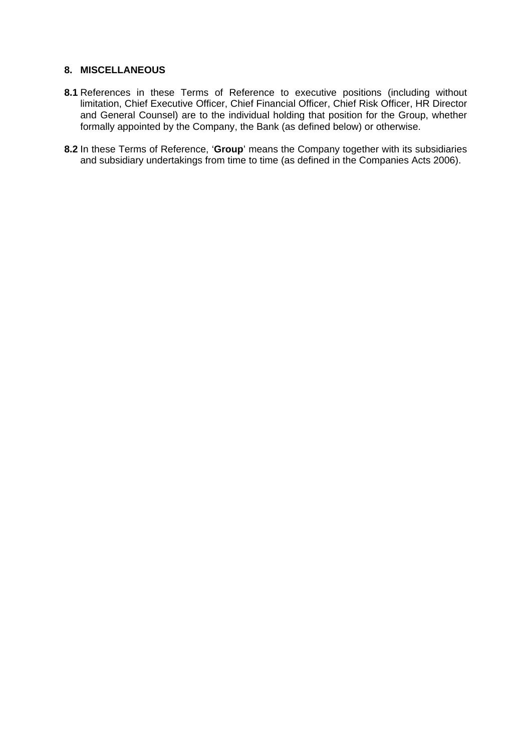## 8. MISCELLANEOUS

**8.1** References in these Terms of Reference to executive positions (including without limitation, Chief Executive Officer, Chief Financial Officer, Chief Risk Officer, HR Director and General Counsel) are to the individual holding that position for the Group, whether formally appointed by the Company, the Bank (as defined below) or otherwise.

**8.2** In these Terms of Reference, '**Group**' means the Company together with its subsidiaries and subsidiary undertakings from time to time (as defined in the Companies Acts 2006).